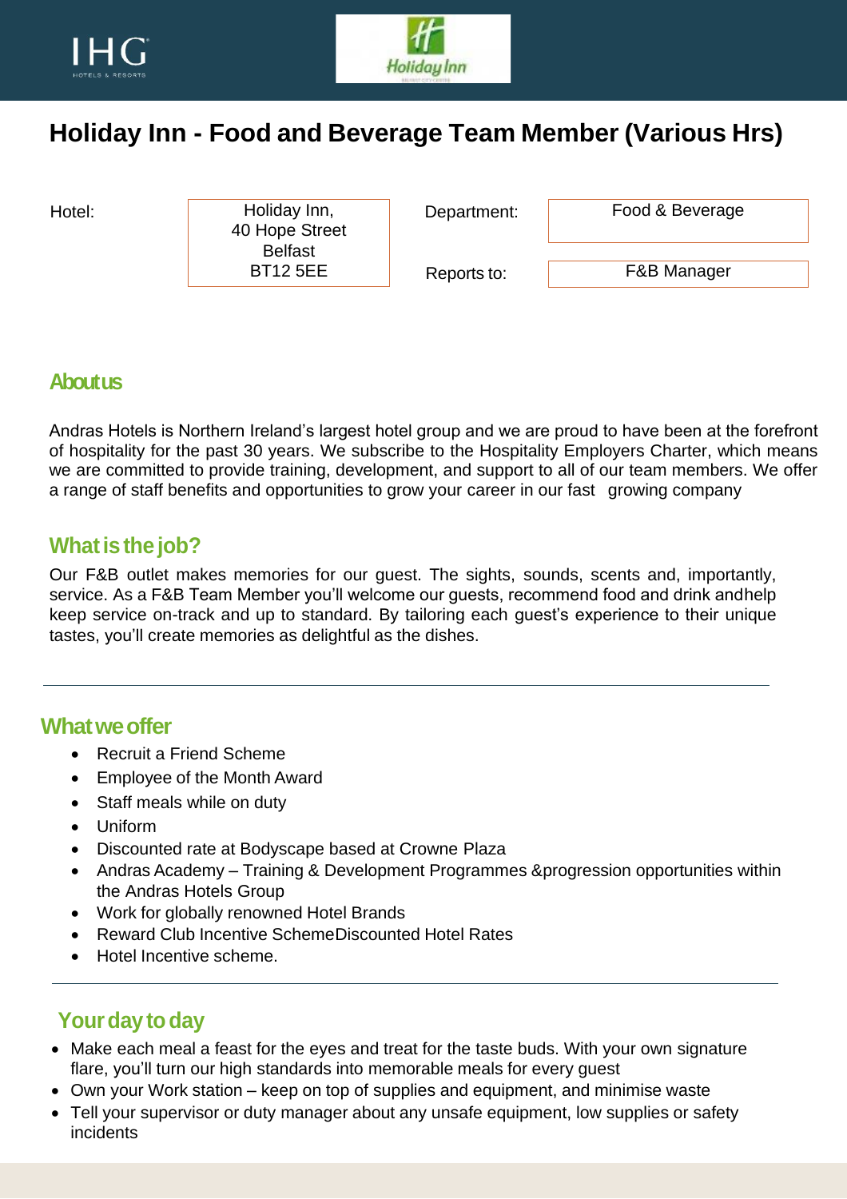# Holiday Inn - Food and Beverage Team Member (Various Hrs)

| Hotel: | Holiday Inn, 40 Hope Street Belfast BT12 5EE | Department: | Food & Beverage |
|---|---|---|---|
| | | Reports to: | F&B Manager |

## About us

Andras Hotels is Northern Ireland's largest hotel group and we are proud to have been at the forefront of hospitality for the past 30 years. We subscribe to the Hospitality Employers Charter, which means we are committed to provide training, development, and support to all of our team members. We offer a range of staff benefits and opportunities to grow your career in our fast growing company

## What is the job?

Our F&B outlet makes memories for our guest. The sights, sounds, scents and, importantly, service. As a F&B Team Member you'll welcome our guests, recommend food and drink andhelp keep service on-track and up to standard. By tailoring each guest's experience to their unique tastes, you'll create memories as delightful as the dishes.

---

## What we offer

- Recruit a Friend Scheme
- Employee of the Month Award
- Staff meals while on duty
- Uniform
- Discounted rate at Bodyscape based at Crowne Plaza
- Andras Academy – Training & Development Programmes &progression opportunities within the Andras Hotels Group
- Work for globally renowned Hotel Brands
- Reward Club Incentive SchemeDiscounted Hotel Rates
- Hotel Incentive scheme.

---

## Your day to day

- Make each meal a feast for the eyes and treat for the taste buds. With your own signature flare, you'll turn our high standards into memorable meals for every guest
- Own your Work station – keep on top of supplies and equipment, and minimise waste
- Tell your supervisor or duty manager about any unsafe equipment, low supplies or safety incidents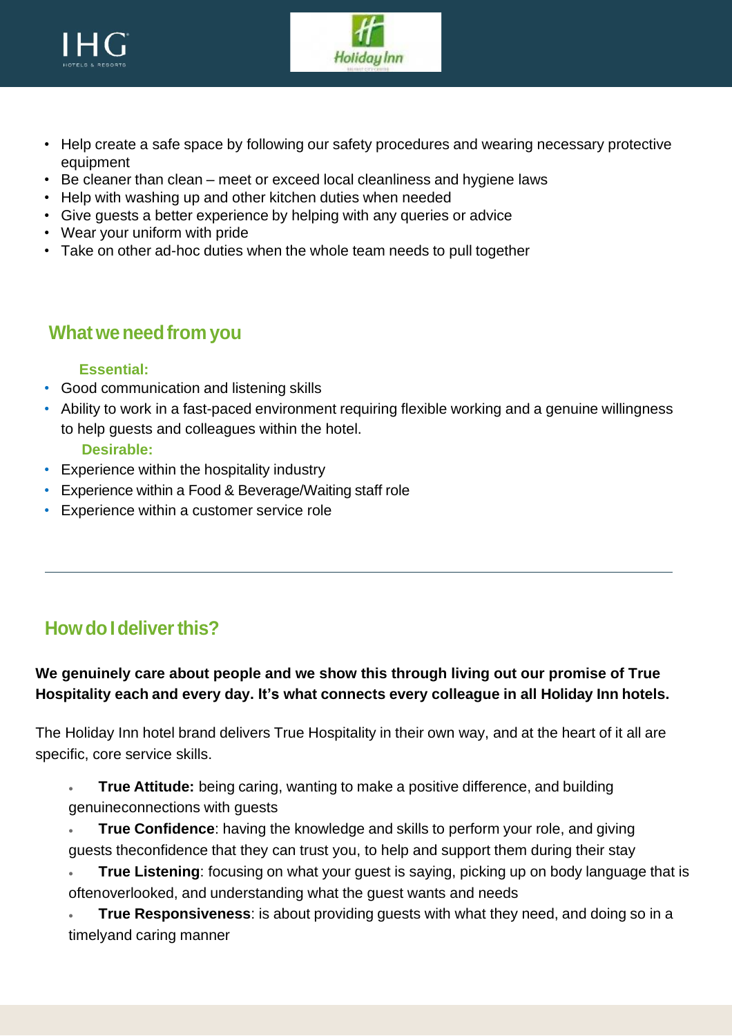- Help create a safe space by following our safety procedures and wearing necessary protective equipment
- Be cleaner than clean – meet or exceed local cleanliness and hygiene laws
- Help with washing up and other kitchen duties when needed
- Give guests a better experience by helping with any queries or advice
- Wear your uniform with pride
- Take on other ad-hoc duties when the whole team needs to pull together

## What we need from you

**Essential:**

- Good communication and listening skills
- Ability to work in a fast-paced environment requiring flexible working and a genuine willingness to help guests and colleagues within the hotel.

**Desirable:**

- Experience within the hospitality industry
- Experience within a Food & Beverage/Waiting staff role
- Experience within a customer service role

---

## How do I deliver this?

**We genuinely care about people and we show this through living out our promise of True Hospitality each and every day. It's what connects every colleague in all Holiday Inn hotels.**

The Holiday Inn hotel brand delivers True Hospitality in their own way, and at the heart of it all are specific, core service skills.

- **True Attitude:** being caring, wanting to make a positive difference, and building genuineconnections with guests
- **True Confidence**: having the knowledge and skills to perform your role, and giving guests theconfidence that they can trust you, to help and support them during their stay
- **True Listening**: focusing on what your guest is saying, picking up on body language that is oftenoverlooked, and understanding what the guest wants and needs
- **True Responsiveness**: is about providing guests with what they need, and doing so in a timelyand caring manner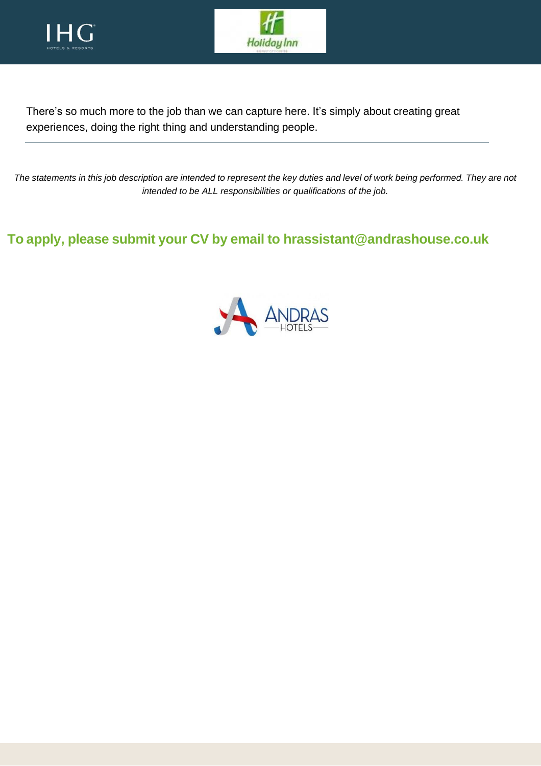There's so much more to the job than we can capture here. It's simply about creating great experiences, doing the right thing and understanding people.

---

*The statements in this job description are intended to represent the key duties and level of work being performed. They are not intended to be ALL responsibilities or qualifications of the job.*

**To apply, please submit your CV by email to hrassistant@andrashouse.co.uk**